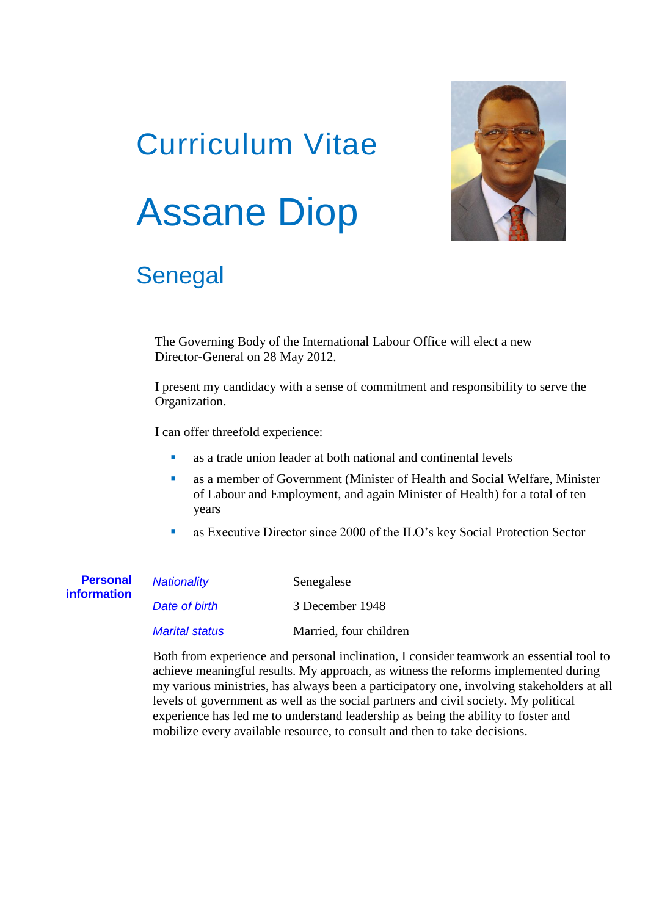# Curriculum Vitae

# Assane Diop

## Senegal

The Governing Body of the International Labour Office will elect a new Director-General on 28 May 2012.

I present my candidacy with a sense of commitment and responsibility to serve the Organization.

I can offer threefold experience:

- as a trade union leader at both national and continental levels
- as a member of Government (Minister of Health and Social Welfare, Minister of Labour and Employment, and again Minister of Health) for a total of ten years
- as Executive Director since 2000 of the ILO's key Social Protection Sector

**Personal information**

| | |
|---|---|
| *Nationality* | Senegalese |
| *Date of birth* | 3 December 1948 |
| *Marital status* | Married, four children |

Both from experience and personal inclination, I consider teamwork an essential tool to achieve meaningful results. My approach, as witness the reforms implemented during my various ministries, has always been a participatory one, involving stakeholders at all levels of government as well as the social partners and civil society. My political experience has led me to understand leadership as being the ability to foster and mobilize every available resource, to consult and then to take decisions.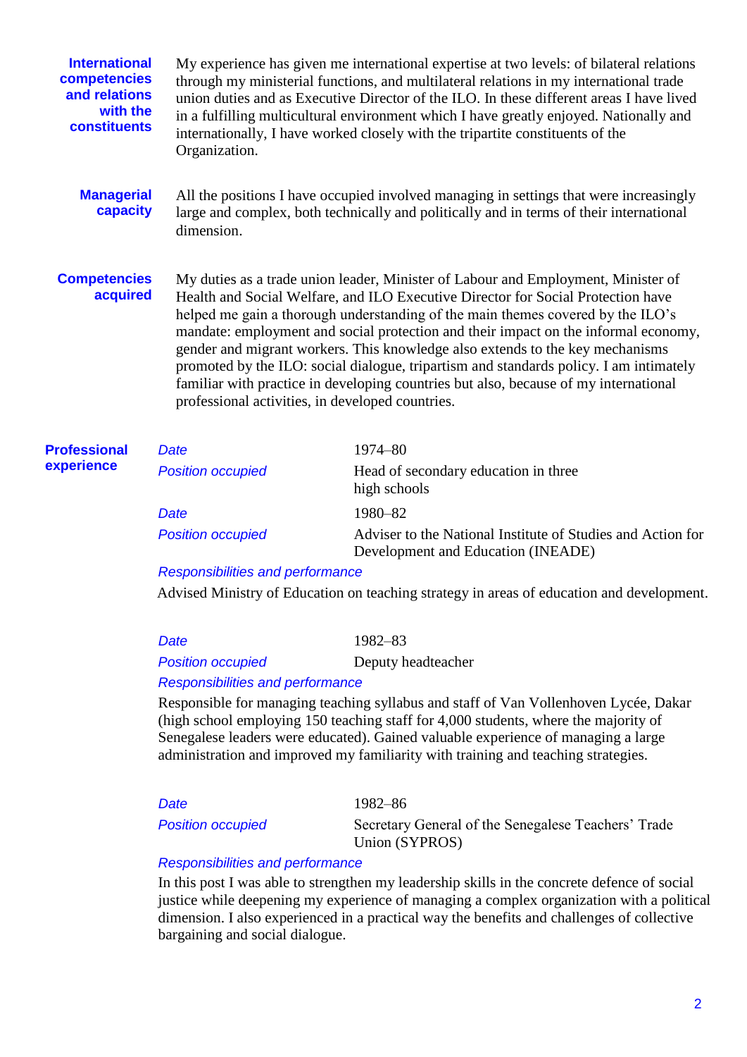**International competencies and relations with the constituents**

My experience has given me international expertise at two levels: of bilateral relations through my ministerial functions, and multilateral relations in my international trade union duties and as Executive Director of the ILO. In these different areas I have lived in a fulfilling multicultural environment which I have greatly enjoyed. Nationally and internationally, I have worked closely with the tripartite constituents of the Organization.

**Managerial capacity**

All the positions I have occupied involved managing in settings that were increasingly large and complex, both technically and politically and in terms of their international dimension.

**Competencies acquired**

My duties as a trade union leader, Minister of Labour and Employment, Minister of Health and Social Welfare, and ILO Executive Director for Social Protection have helped me gain a thorough understanding of the main themes covered by the ILO's mandate: employment and social protection and their impact on the informal economy, gender and migrant workers. This knowledge also extends to the key mechanisms promoted by the ILO: social dialogue, tripartism and standards policy. I am intimately familiar with practice in developing countries but also, because of my international professional activities, in developed countries.

**Professional experience**

*Date* — 1974–80

*Position occupied* — Head of secondary education in three high schools

*Date* — 1980–82

*Position occupied* — Adviser to the National Institute of Studies and Action for Development and Education (INEADE)

*Responsibilities and performance*

Advised Ministry of Education on teaching strategy in areas of education and development.

*Date* — 1982–83

*Position occupied* — Deputy headteacher

*Responsibilities and performance*

Responsible for managing teaching syllabus and staff of Van Vollenhoven Lycée, Dakar (high school employing 150 teaching staff for 4,000 students, where the majority of Senegalese leaders were educated). Gained valuable experience of managing a large administration and improved my familiarity with training and teaching strategies.

*Date* — 1982–86

*Position occupied* — Secretary General of the Senegalese Teachers' Trade Union (SYPROS)

*Responsibilities and performance*

In this post I was able to strengthen my leadership skills in the concrete defence of social justice while deepening my experience of managing a complex organization with a political dimension. I also experienced in a practical way the benefits and challenges of collective bargaining and social dialogue.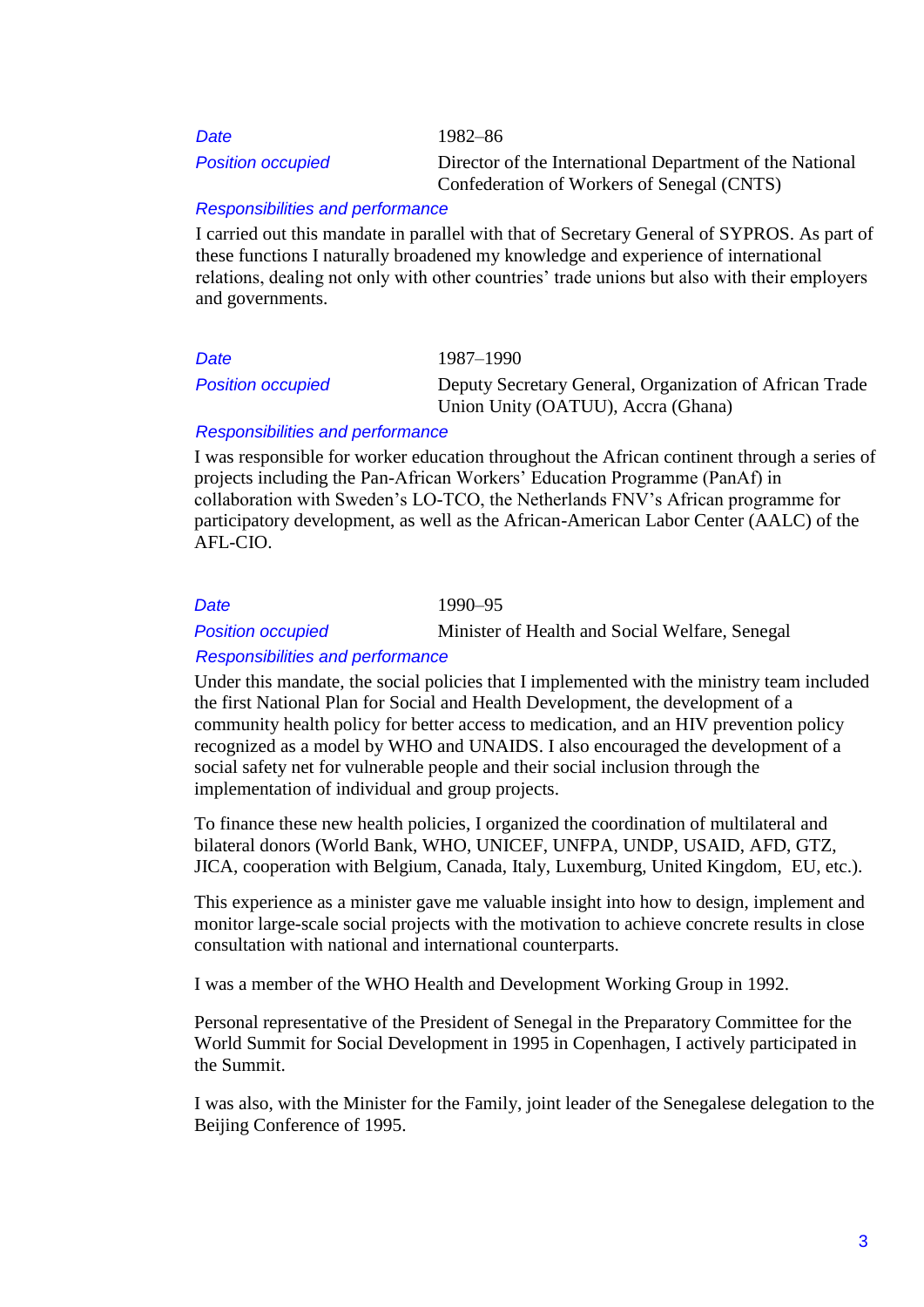| | |
|---|---|
| *Date* | 1982–86 |
| *Position occupied* | Director of the International Department of the National Confederation of Workers of Senegal (CNTS) |

*Responsibilities and performance*

I carried out this mandate in parallel with that of Secretary General of SYPROS. As part of these functions I naturally broadened my knowledge and experience of international relations, dealing not only with other countries' trade unions but also with their employers and governments.

| | |
|---|---|
| *Date* | 1987–1990 |
| *Position occupied* | Deputy Secretary General, Organization of African Trade Union Unity (OATUU), Accra (Ghana) |

*Responsibilities and performance*

I was responsible for worker education throughout the African continent through a series of projects including the Pan-African Workers' Education Programme (PanAf) in collaboration with Sweden's LO-TCO, the Netherlands FNV's African programme for participatory development, as well as the African-American Labor Center (AALC) of the AFL-CIO.

| | |
|---|---|
| *Date* | 1990–95 |
| *Position occupied* | Minister of Health and Social Welfare, Senegal |

*Responsibilities and performance*

Under this mandate, the social policies that I implemented with the ministry team included the first National Plan for Social and Health Development, the development of a community health policy for better access to medication, and an HIV prevention policy recognized as a model by WHO and UNAIDS. I also encouraged the development of a social safety net for vulnerable people and their social inclusion through the implementation of individual and group projects.

To finance these new health policies, I organized the coordination of multilateral and bilateral donors (World Bank, WHO, UNICEF, UNFPA, UNDP, USAID, AFD, GTZ, JICA, cooperation with Belgium, Canada, Italy, Luxemburg, United Kingdom, EU, etc.).

This experience as a minister gave me valuable insight into how to design, implement and monitor large-scale social projects with the motivation to achieve concrete results in close consultation with national and international counterparts.

I was a member of the WHO Health and Development Working Group in 1992.

Personal representative of the President of Senegal in the Preparatory Committee for the World Summit for Social Development in 1995 in Copenhagen, I actively participated in the Summit.

I was also, with the Minister for the Family, joint leader of the Senegalese delegation to the Beijing Conference of 1995.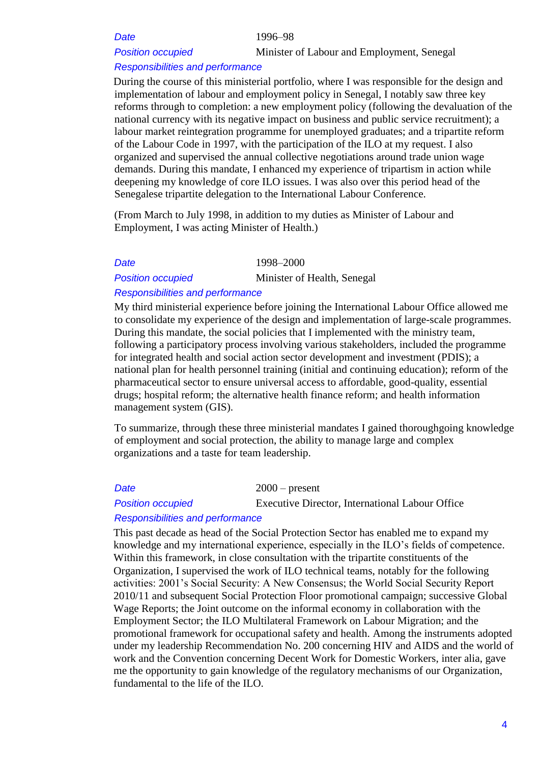*Date* 1996–98

*Position occupied* Minister of Labour and Employment, Senegal

*Responsibilities and performance*

During the course of this ministerial portfolio, where I was responsible for the design and implementation of labour and employment policy in Senegal, I notably saw three key reforms through to completion: a new employment policy (following the devaluation of the national currency with its negative impact on business and public service recruitment); a labour market reintegration programme for unemployed graduates; and a tripartite reform of the Labour Code in 1997, with the participation of the ILO at my request. I also organized and supervised the annual collective negotiations around trade union wage demands. During this mandate, I enhanced my experience of tripartism in action while deepening my knowledge of core ILO issues. I was also over this period head of the Senegalese tripartite delegation to the International Labour Conference.

(From March to July 1998, in addition to my duties as Minister of Labour and Employment, I was acting Minister of Health.)

*Date* 1998–2000

*Position occupied* Minister of Health, Senegal

*Responsibilities and performance*

My third ministerial experience before joining the International Labour Office allowed me to consolidate my experience of the design and implementation of large-scale programmes. During this mandate, the social policies that I implemented with the ministry team, following a participatory process involving various stakeholders, included the programme for integrated health and social action sector development and investment (PDIS); a national plan for health personnel training (initial and continuing education); reform of the pharmaceutical sector to ensure universal access to affordable, good-quality, essential drugs; hospital reform; the alternative health finance reform; and health information management system (GIS).

To summarize, through these three ministerial mandates I gained thoroughgoing knowledge of employment and social protection, the ability to manage large and complex organizations and a taste for team leadership.

*Date* 2000 – present

*Position occupied* Executive Director, International Labour Office

*Responsibilities and performance*

This past decade as head of the Social Protection Sector has enabled me to expand my knowledge and my international experience, especially in the ILO's fields of competence. Within this framework, in close consultation with the tripartite constituents of the Organization, I supervised the work of ILO technical teams, notably for the following activities: 2001's Social Security: A New Consensus; the World Social Security Report 2010/11 and subsequent Social Protection Floor promotional campaign; successive Global Wage Reports; the Joint outcome on the informal economy in collaboration with the Employment Sector; the ILO Multilateral Framework on Labour Migration; and the promotional framework for occupational safety and health. Among the instruments adopted under my leadership Recommendation No. 200 concerning HIV and AIDS and the world of work and the Convention concerning Decent Work for Domestic Workers, inter alia, gave me the opportunity to gain knowledge of the regulatory mechanisms of our Organization, fundamental to the life of the ILO.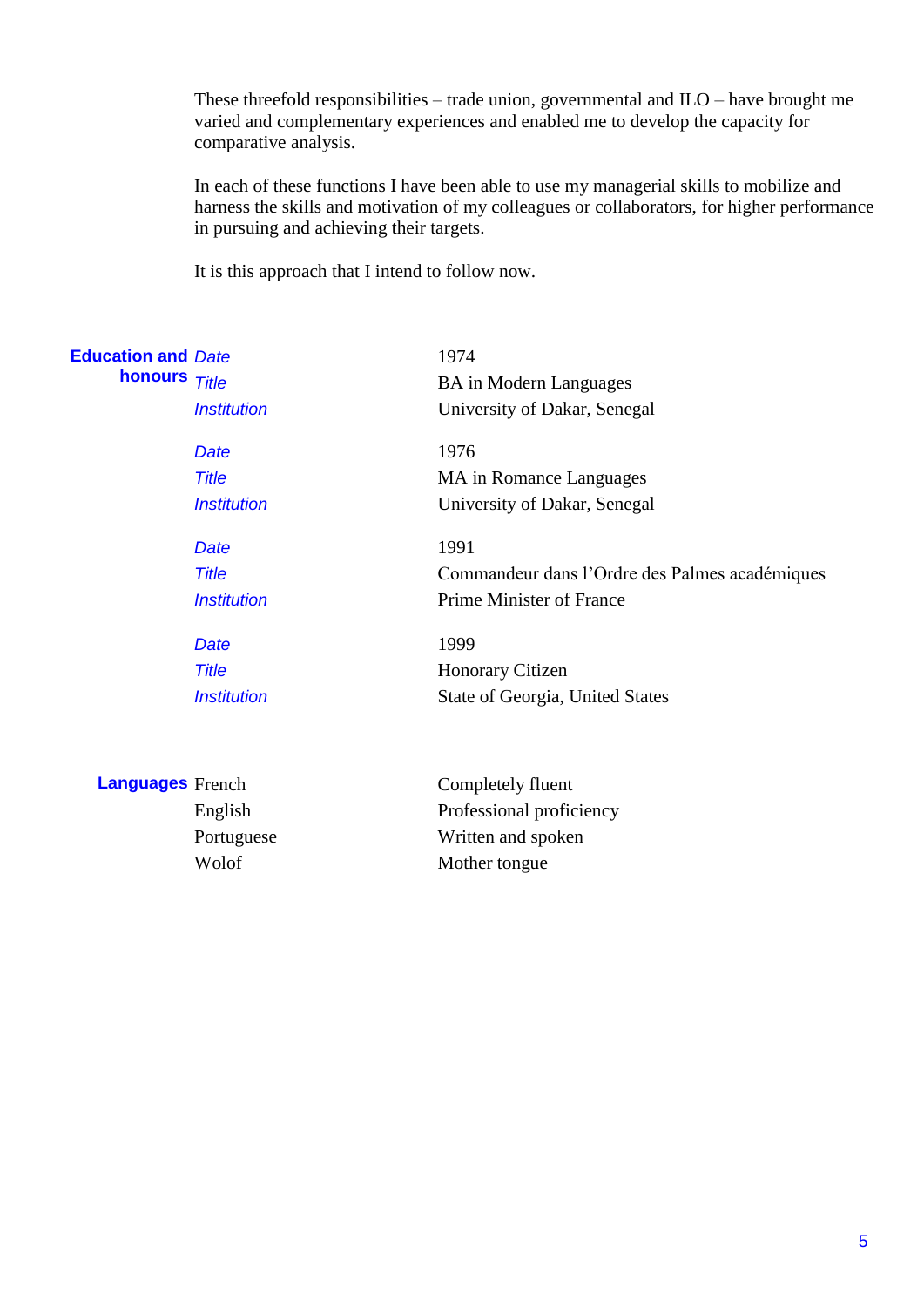These threefold responsibilities – trade union, governmental and ILO – have brought me varied and complementary experiences and enabled me to develop the capacity for comparative analysis.

In each of these functions I have been able to use my managerial skills to mobilize and harness the skills and motivation of my colleagues or collaborators, for higher performance in pursuing and achieving their targets.

It is this approach that I intend to follow now.

## Education and honours

| | |
|---|---|
| *Date* | 1974 |
| *Title* | BA in Modern Languages |
| *Institution* | University of Dakar, Senegal |
| *Date* | 1976 |
| *Title* | MA in Romance Languages |
| *Institution* | University of Dakar, Senegal |
| *Date* | 1991 |
| *Title* | Commandeur dans l'Ordre des Palmes académiques |
| *Institution* | Prime Minister of France |
| *Date* | 1999 |
| *Title* | Honorary Citizen |
| *Institution* | State of Georgia, United States |

## Languages

| | |
|---|---|
| French | Completely fluent |
| English | Professional proficiency |
| Portuguese | Written and spoken |
| Wolof | Mother tongue |